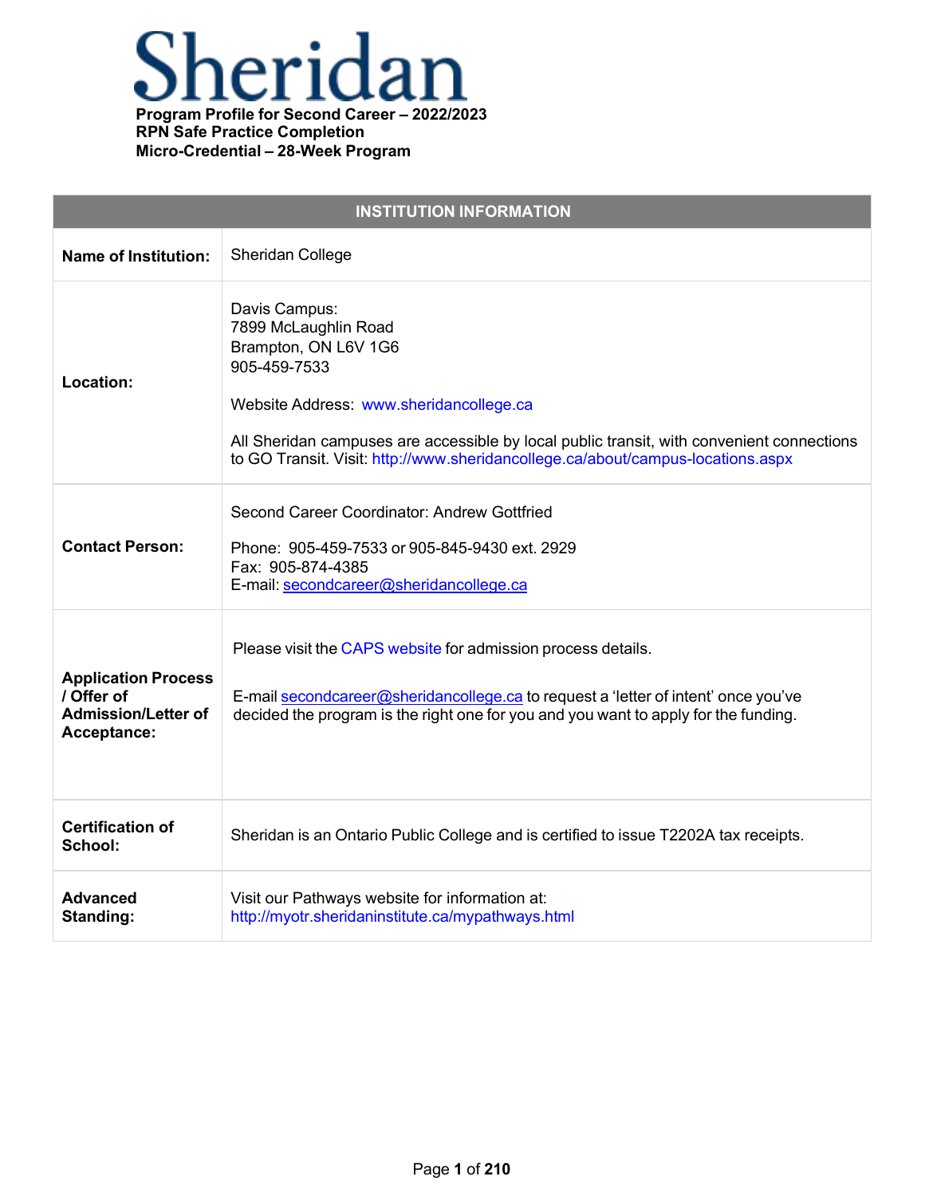# Sheridan

**Program Profile for Second Career – 2022/2023**
**RPN Safe Practice Completion**
**Micro-Credential – 28-Week Program**

| INSTITUTION INFORMATION | |
|---|---|
| **Name of Institution:** | Sheridan College |
| **Location:** | Davis Campus:<br>7899 McLaughlin Road<br>Brampton, ON L6V 1G6<br>905-459-7533<br><br>Website Address: www.sheridancollege.ca<br><br>All Sheridan campuses are accessible by local public transit, with convenient connections to GO Transit. Visit: http://www.sheridancollege.ca/about/campus-locations.aspx |
| **Contact Person:** | Second Career Coordinator: Andrew Gottfried<br><br>Phone: 905-459-7533 or 905-845-9430 ext. 2929<br>Fax: 905-874-4385<br>E-mail: secondcareer@sheridancollege.ca |
| **Application Process / Offer of Admission/Letter of Acceptance:** | Please visit the CAPS website for admission process details.<br><br>E-mail secondcareer@sheridancollege.ca to request a 'letter of intent' once you've decided the program is the right one for you and you want to apply for the funding. |
| **Certification of School:** | Sheridan is an Ontario Public College and is certified to issue T2202A tax receipts. |
| **Advanced Standing:** | Visit our Pathways website for information at:<br>http://myotr.sheridaninstitute.ca/mypathways.html |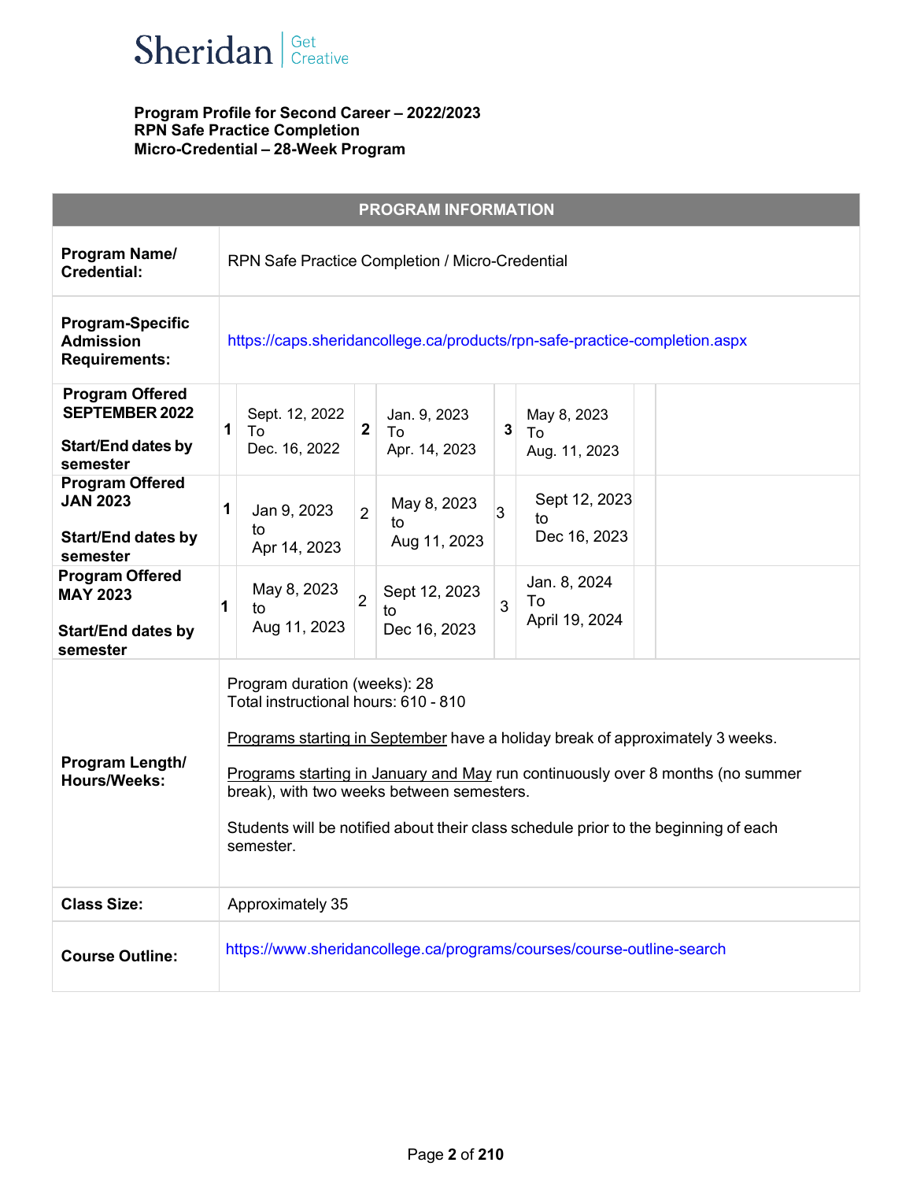Sheridan | Get Creative

**Program Profile for Second Career – 2022/2023**
**RPN Safe Practice Completion**
**Micro-Credential – 28-Week Program**

| PROGRAM INFORMATION | | | | | | | |
|---|---|---|---|---|---|---|---|
| **Program Name/ Credential:** | RPN Safe Practice Completion / Micro-Credential | | | | | | |
| **Program-Specific Admission Requirements:** | https://caps.sheridancollege.ca/products/rpn-safe-practice-completion.aspx | | | | | | |
| **Program Offered SEPTEMBER 2022**<br><br>**Start/End dates by semester** | **1** | Sept. 12, 2022 To Dec. 16, 2022 | **2** | Jan. 9, 2023 To Apr. 14, 2023 | **3** | May 8, 2023 To Aug. 11, 2023 | |
| **Program Offered JAN 2023**<br><br>**Start/End dates by semester** | **1** | Jan 9, 2023 to Apr 14, 2023 | 2 | May 8, 2023 to Aug 11, 2023 | 3 | Sept 12, 2023 to Dec 16, 2023 | |
| **Program Offered MAY 2023**<br><br>**Start/End dates by semester** | **1** | May 8, 2023 to Aug 11, 2023 | 2 | Sept 12, 2023 to Dec 16, 2023 | 3 | Jan. 8, 2024 To April 19, 2024 | |
| **Program Length/ Hours/Weeks:** | Program duration (weeks): 28<br>Total instructional hours: 610 - 810<br><br>Programs starting in September have a holiday break of approximately 3 weeks.<br><br>Programs starting in January and May run continuously over 8 months (no summer break), with two weeks between semesters.<br><br>Students will be notified about their class schedule prior to the beginning of each semester. | | | | | | |
| **Class Size:** | Approximately 35 | | | | | | |
| **Course Outline:** | https://www.sheridancollege.ca/programs/courses/course-outline-search | | | | | | |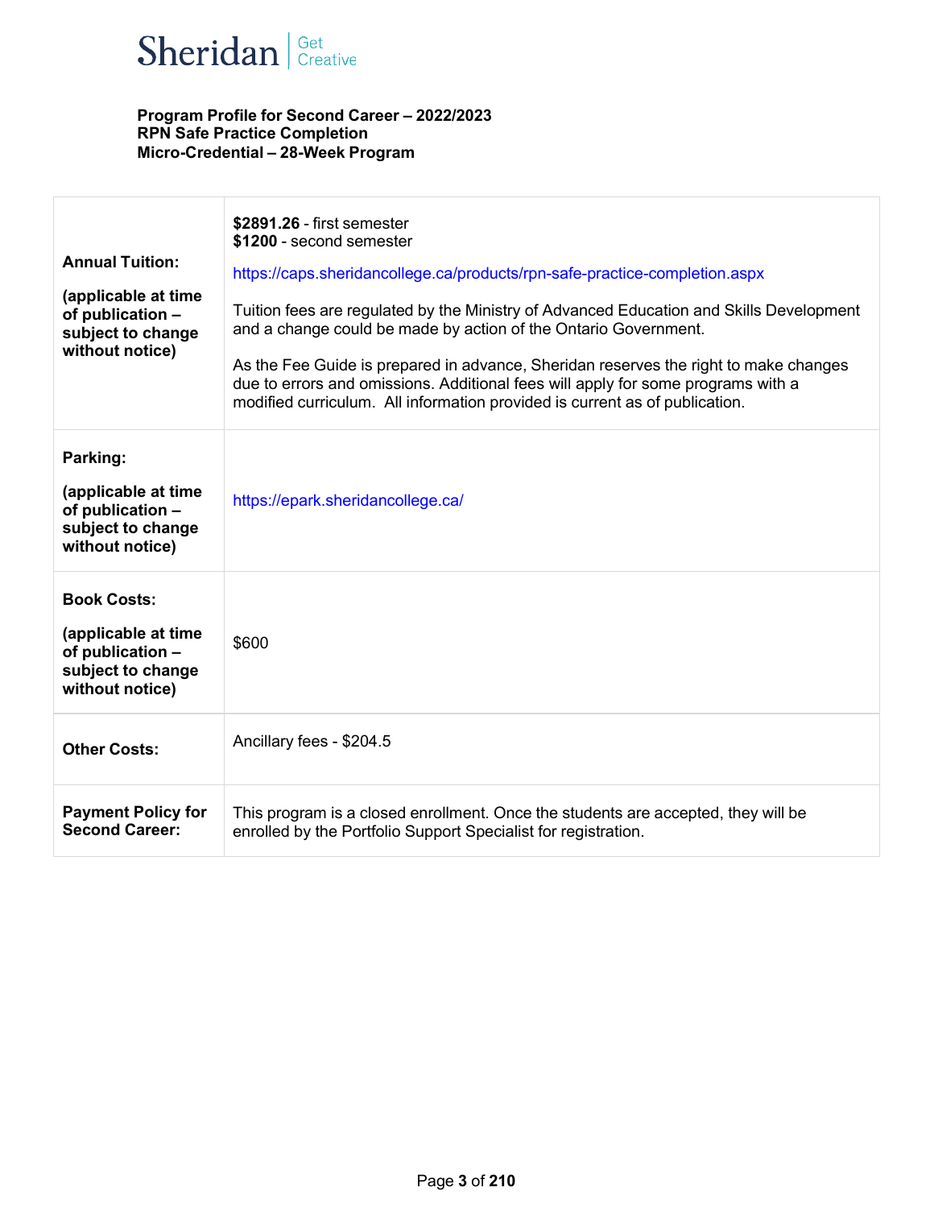Sheridan | Get Creative

**Program Profile for Second Career – 2022/2023**
**RPN Safe Practice Completion**
**Micro-Credential – 28-Week Program**

| | |
|---|---|
| **Annual Tuition:**<br><br>**(applicable at time of publication – subject to change without notice)** | **$2891.26** - first semester<br>**$1200** - second semester<br><br>https://caps.sheridancollege.ca/products/rpn-safe-practice-completion.aspx<br><br>Tuition fees are regulated by the Ministry of Advanced Education and Skills Development and a change could be made by action of the Ontario Government.<br><br>As the Fee Guide is prepared in advance, Sheridan reserves the right to make changes due to errors and omissions. Additional fees will apply for some programs with a modified curriculum. All information provided is current as of publication. |
| **Parking:**<br><br>**(applicable at time of publication – subject to change without notice)** | https://epark.sheridancollege.ca/ |
| **Book Costs:**<br><br>**(applicable at time of publication – subject to change without notice)** | $600 |
| **Other Costs:** | Ancillary fees - $204.5 |
| **Payment Policy for Second Career:** | This program is a closed enrollment. Once the students are accepted, they will be enrolled by the Portfolio Support Specialist for registration. |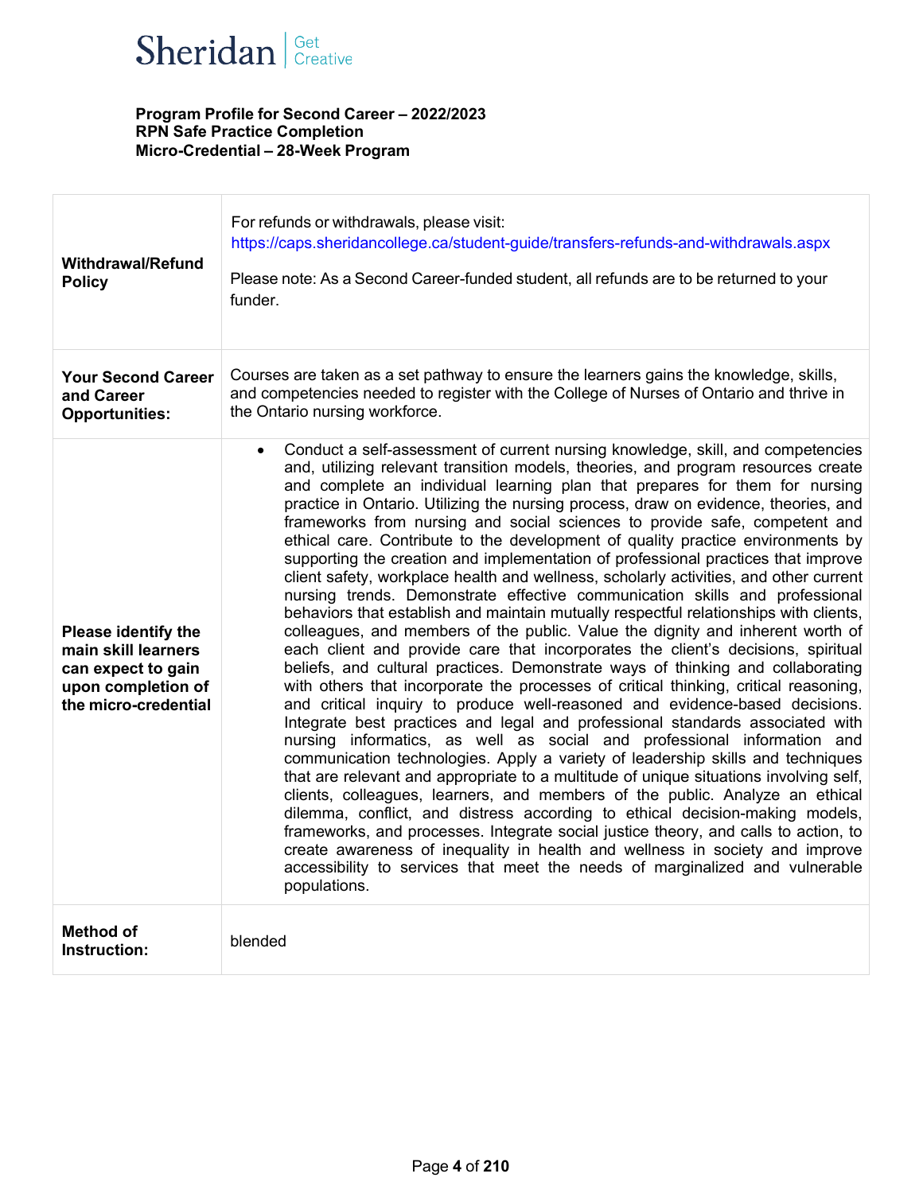**Program Profile for Second Career – 2022/2023**
**RPN Safe Practice Completion**
**Micro-Credential – 28-Week Program**

| | |
|---|---|
| **Withdrawal/Refund Policy** | For refunds or withdrawals, please visit: https://caps.sheridancollege.ca/student-guide/transfers-refunds-and-withdrawals.aspx<br><br>Please note: As a Second Career-funded student, all refunds are to be returned to your funder. |
| **Your Second Career and Career Opportunities:** | Courses are taken as a set pathway to ensure the learners gains the knowledge, skills, and competencies needed to register with the College of Nurses of Ontario and thrive in the Ontario nursing workforce. |
| **Please identify the main skill learners can expect to gain upon completion of the micro-credential** | • Conduct a self-assessment of current nursing knowledge, skill, and competencies and, utilizing relevant transition models, theories, and program resources create and complete an individual learning plan that prepares for them for nursing practice in Ontario. Utilizing the nursing process, draw on evidence, theories, and frameworks from nursing and social sciences to provide safe, competent and ethical care. Contribute to the development of quality practice environments by supporting the creation and implementation of professional practices that improve client safety, workplace health and wellness, scholarly activities, and other current nursing trends. Demonstrate effective communication skills and professional behaviors that establish and maintain mutually respectful relationships with clients, colleagues, and members of the public. Value the dignity and inherent worth of each client and provide care that incorporates the client's decisions, spiritual beliefs, and cultural practices. Demonstrate ways of thinking and collaborating with others that incorporate the processes of critical thinking, critical reasoning, and critical inquiry to produce well-reasoned and evidence-based decisions. Integrate best practices and legal and professional standards associated with nursing informatics, as well as social and professional information and communication technologies. Apply a variety of leadership skills and techniques that are relevant and appropriate to a multitude of unique situations involving self, clients, colleagues, learners, and members of the public. Analyze an ethical dilemma, conflict, and distress according to ethical decision-making models, frameworks, and processes. Integrate social justice theory, and calls to action, to create awareness of inequality in health and wellness in society and improve accessibility to services that meet the needs of marginalized and vulnerable populations. |
| **Method of Instruction:** | blended |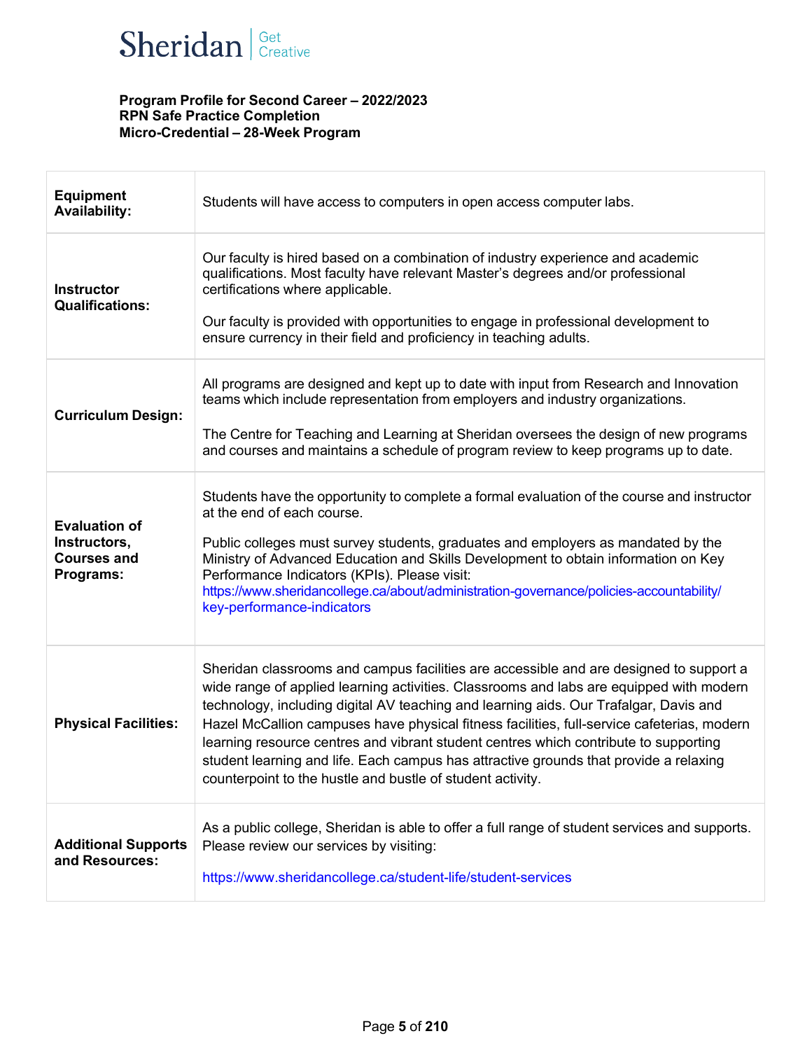**Program Profile for Second Career – 2022/2023**
**RPN Safe Practice Completion**
**Micro-Credential – 28-Week Program**

| | |
|---|---|
| **Equipment Availability:** | Students will have access to computers in open access computer labs. |
| **Instructor Qualifications:** | Our faculty is hired based on a combination of industry experience and academic qualifications. Most faculty have relevant Master's degrees and/or professional certifications where applicable.<br><br>Our faculty is provided with opportunities to engage in professional development to ensure currency in their field and proficiency in teaching adults. |
| **Curriculum Design:** | All programs are designed and kept up to date with input from Research and Innovation teams which include representation from employers and industry organizations.<br><br>The Centre for Teaching and Learning at Sheridan oversees the design of new programs and courses and maintains a schedule of program review to keep programs up to date. |
| **Evaluation of Instructors, Courses and Programs:** | Students have the opportunity to complete a formal evaluation of the course and instructor at the end of each course.<br><br>Public colleges must survey students, graduates and employers as mandated by the Ministry of Advanced Education and Skills Development to obtain information on Key Performance Indicators (KPIs). Please visit: https://www.sheridancollege.ca/about/administration-governance/policies-accountability/key-performance-indicators |
| **Physical Facilities:** | Sheridan classrooms and campus facilities are accessible and are designed to support a wide range of applied learning activities. Classrooms and labs are equipped with modern technology, including digital AV teaching and learning aids. Our Trafalgar, Davis and Hazel McCallion campuses have physical fitness facilities, full-service cafeterias, modern learning resource centres and vibrant student centres which contribute to supporting student learning and life. Each campus has attractive grounds that provide a relaxing counterpoint to the hustle and bustle of student activity. |
| **Additional Supports and Resources:** | As a public college, Sheridan is able to offer a full range of student services and supports. Please review our services by visiting:<br><br>https://www.sheridancollege.ca/student-life/student-services |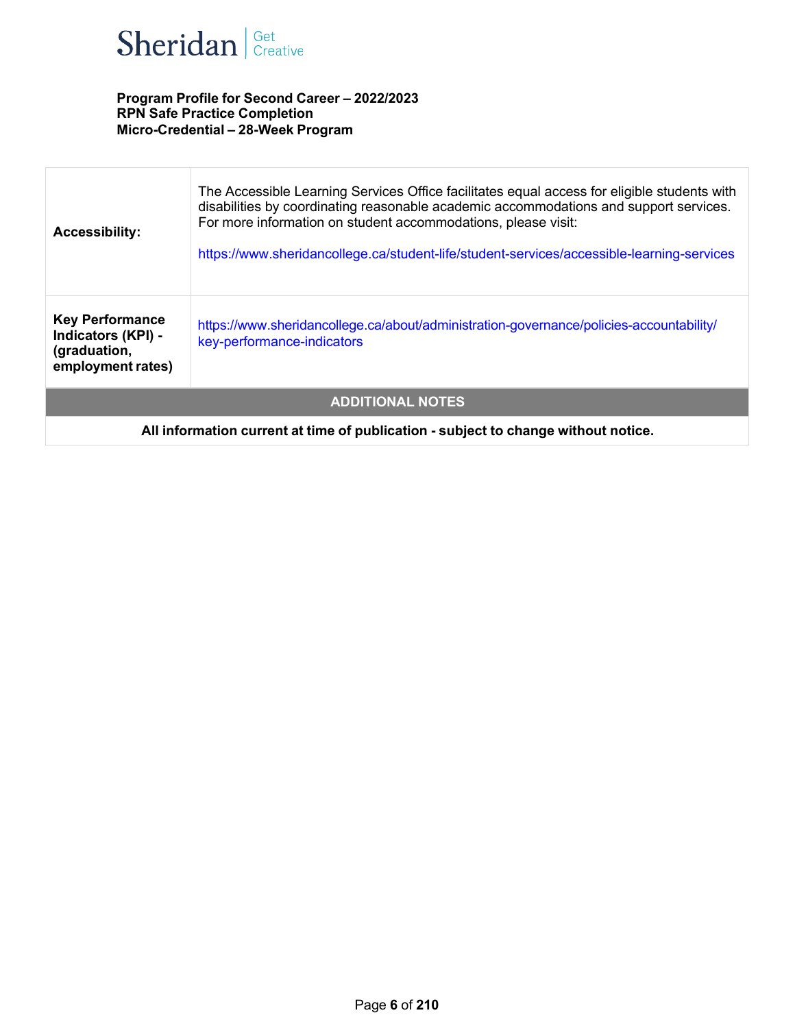**Program Profile for Second Career – 2022/2023**
**RPN Safe Practice Completion**
**Micro-Credential – 28-Week Program**

| | |
|---|---|
| **Accessibility:** | The Accessible Learning Services Office facilitates equal access for eligible students with disabilities by coordinating reasonable academic accommodations and support services. For more information on student accommodations, please visit: https://www.sheridancollege.ca/student-life/student-services/accessible-learning-services |
| **Key Performance Indicators (KPI) - (graduation, employment rates)** | https://www.sheridancollege.ca/about/administration-governance/policies-accountability/key-performance-indicators |

**ADDITIONAL NOTES**

**All information current at time of publication - subject to change without notice.**